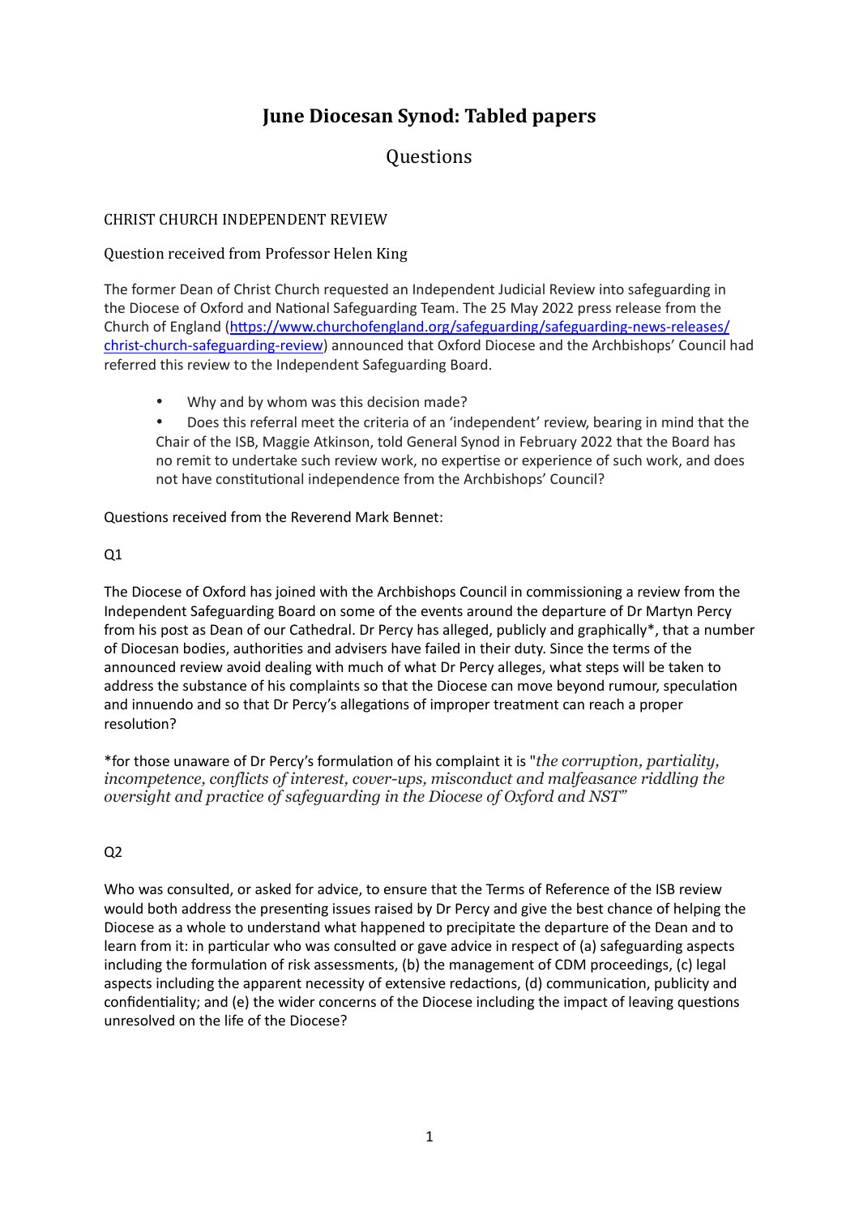# June Diocesan Synod: Tabled papers

## Questions

CHRIST CHURCH INDEPENDENT REVIEW

Question received from Professor Helen King

The former Dean of Christ Church requested an Independent Judicial Review into safeguarding in the Diocese of Oxford and National Safeguarding Team. The 25 May 2022 press release from the Church of England ([https://www.churchofengland.org/safeguarding/safeguarding-news-releases/christ-church-safeguarding-review](https://www.churchofengland.org/safeguarding/safeguarding-news-releases/christ-church-safeguarding-review)) announced that Oxford Diocese and the Archbishops' Council had referred this review to the Independent Safeguarding Board.

- Why and by whom was this decision made?
- Does this referral meet the criteria of an 'independent' review, bearing in mind that the Chair of the ISB, Maggie Atkinson, told General Synod in February 2022 that the Board has no remit to undertake such review work, no expertise or experience of such work, and does not have constitutional independence from the Archbishops' Council?

Questions received from the Reverend Mark Bennet:

Q1

The Diocese of Oxford has joined with the Archbishops Council in commissioning a review from the Independent Safeguarding Board on some of the events around the departure of Dr Martyn Percy from his post as Dean of our Cathedral. Dr Percy has alleged, publicly and graphically*, that a number of Diocesan bodies, authorities and advisers have failed in their duty. Since the terms of the announced review avoid dealing with much of what Dr Percy alleges, what steps will be taken to address the substance of his complaints so that the Diocese can move beyond rumour, speculation and innuendo and so that Dr Percy's allegations of improper treatment can reach a proper resolution?

*for those unaware of Dr Percy's formulation of his complaint it is "*the corruption, partiality, incompetence, conflicts of interest, cover-ups, misconduct and malfeasance riddling the oversight and practice of safeguarding in the Diocese of Oxford and NST*"

Q2

Who was consulted, or asked for advice, to ensure that the Terms of Reference of the ISB review would both address the presenting issues raised by Dr Percy and give the best chance of helping the Diocese as a whole to understand what happened to precipitate the departure of the Dean and to learn from it: in particular who was consulted or gave advice in respect of (a) safeguarding aspects including the formulation of risk assessments, (b) the management of CDM proceedings, (c) legal aspects including the apparent necessity of extensive redactions, (d) communication, publicity and confidentiality; and (e) the wider concerns of the Diocese including the impact of leaving questions unresolved on the life of the Diocese?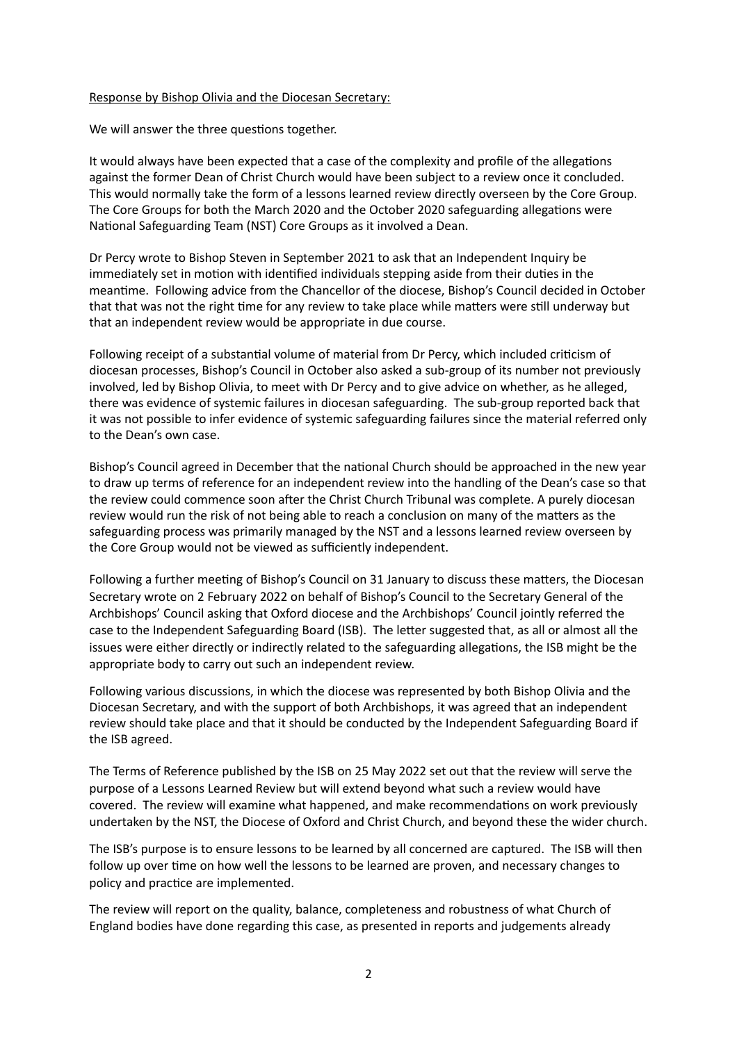Response by Bishop Olivia and the Diocesan Secretary:

We will answer the three questions together.

It would always have been expected that a case of the complexity and profile of the allegations against the former Dean of Christ Church would have been subject to a review once it concluded. This would normally take the form of a lessons learned review directly overseen by the Core Group. The Core Groups for both the March 2020 and the October 2020 safeguarding allegations were National Safeguarding Team (NST) Core Groups as it involved a Dean.

Dr Percy wrote to Bishop Steven in September 2021 to ask that an Independent Inquiry be immediately set in motion with identified individuals stepping aside from their duties in the meantime. Following advice from the Chancellor of the diocese, Bishop's Council decided in October that that was not the right time for any review to take place while matters were still underway but that an independent review would be appropriate in due course.

Following receipt of a substantial volume of material from Dr Percy, which included criticism of diocesan processes, Bishop's Council in October also asked a sub-group of its number not previously involved, led by Bishop Olivia, to meet with Dr Percy and to give advice on whether, as he alleged, there was evidence of systemic failures in diocesan safeguarding. The sub-group reported back that it was not possible to infer evidence of systemic safeguarding failures since the material referred only to the Dean's own case.

Bishop's Council agreed in December that the national Church should be approached in the new year to draw up terms of reference for an independent review into the handling of the Dean's case so that the review could commence soon after the Christ Church Tribunal was complete. A purely diocesan review would run the risk of not being able to reach a conclusion on many of the matters as the safeguarding process was primarily managed by the NST and a lessons learned review overseen by the Core Group would not be viewed as sufficiently independent.

Following a further meeting of Bishop's Council on 31 January to discuss these matters, the Diocesan Secretary wrote on 2 February 2022 on behalf of Bishop's Council to the Secretary General of the Archbishops' Council asking that Oxford diocese and the Archbishops' Council jointly referred the case to the Independent Safeguarding Board (ISB). The letter suggested that, as all or almost all the issues were either directly or indirectly related to the safeguarding allegations, the ISB might be the appropriate body to carry out such an independent review.

Following various discussions, in which the diocese was represented by both Bishop Olivia and the Diocesan Secretary, and with the support of both Archbishops, it was agreed that an independent review should take place and that it should be conducted by the Independent Safeguarding Board if the ISB agreed.

The Terms of Reference published by the ISB on 25 May 2022 set out that the review will serve the purpose of a Lessons Learned Review but will extend beyond what such a review would have covered. The review will examine what happened, and make recommendations on work previously undertaken by the NST, the Diocese of Oxford and Christ Church, and beyond these the wider church.

The ISB's purpose is to ensure lessons to be learned by all concerned are captured. The ISB will then follow up over time on how well the lessons to be learned are proven, and necessary changes to policy and practice are implemented.

The review will report on the quality, balance, completeness and robustness of what Church of England bodies have done regarding this case, as presented in reports and judgements already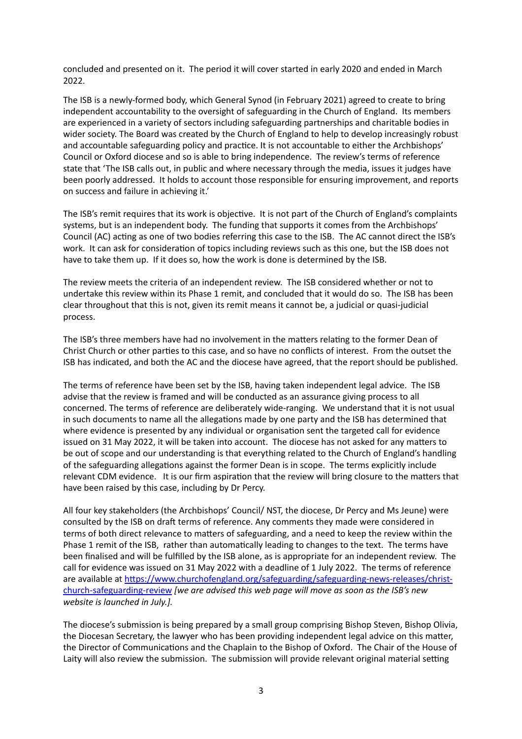concluded and presented on it. The period it will cover started in early 2020 and ended in March 2022.

The ISB is a newly-formed body, which General Synod (in February 2021) agreed to create to bring independent accountability to the oversight of safeguarding in the Church of England. Its members are experienced in a variety of sectors including safeguarding partnerships and charitable bodies in wider society. The Board was created by the Church of England to help to develop increasingly robust and accountable safeguarding policy and practice. It is not accountable to either the Archbishops' Council or Oxford diocese and so is able to bring independence. The review's terms of reference state that 'The ISB calls out, in public and where necessary through the media, issues it judges have been poorly addressed. It holds to account those responsible for ensuring improvement, and reports on success and failure in achieving it.'

The ISB's remit requires that its work is objective. It is not part of the Church of England's complaints systems, but is an independent body. The funding that supports it comes from the Archbishops' Council (AC) acting as one of two bodies referring this case to the ISB. The AC cannot direct the ISB's work. It can ask for consideration of topics including reviews such as this one, but the ISB does not have to take them up. If it does so, how the work is done is determined by the ISB.

The review meets the criteria of an independent review. The ISB considered whether or not to undertake this review within its Phase 1 remit, and concluded that it would do so. The ISB has been clear throughout that this is not, given its remit means it cannot be, a judicial or quasi-judicial process.

The ISB's three members have had no involvement in the matters relating to the former Dean of Christ Church or other parties to this case, and so have no conflicts of interest. From the outset the ISB has indicated, and both the AC and the diocese have agreed, that the report should be published.

The terms of reference have been set by the ISB, having taken independent legal advice. The ISB advise that the review is framed and will be conducted as an assurance giving process to all concerned. The terms of reference are deliberately wide-ranging. We understand that it is not usual in such documents to name all the allegations made by one party and the ISB has determined that where evidence is presented by any individual or organisation sent the targeted call for evidence issued on 31 May 2022, it will be taken into account. The diocese has not asked for any matters to be out of scope and our understanding is that everything related to the Church of England's handling of the safeguarding allegations against the former Dean is in scope. The terms explicitly include relevant CDM evidence. It is our firm aspiration that the review will bring closure to the matters that have been raised by this case, including by Dr Percy.

All four key stakeholders (the Archbishops' Council/ NST, the diocese, Dr Percy and Ms Jeune) were consulted by the ISB on draft terms of reference. Any comments they made were considered in terms of both direct relevance to matters of safeguarding, and a need to keep the review within the Phase 1 remit of the ISB, rather than automatically leading to changes to the text. The terms have been finalised and will be fulfilled by the ISB alone, as is appropriate for an independent review. The call for evidence was issued on 31 May 2022 with a deadline of 1 July 2022. The terms of reference are available at [https://www.churchofengland.org/safeguarding/safeguarding-news-releases/christ-church-safeguarding-review](https://www.churchofengland.org/safeguarding/safeguarding-news-releases/christ-church-safeguarding-review) *[we are advised this web page will move as soon as the ISB's new website is launched in July.].*

The diocese's submission is being prepared by a small group comprising Bishop Steven, Bishop Olivia, the Diocesan Secretary, the lawyer who has been providing independent legal advice on this matter, the Director of Communications and the Chaplain to the Bishop of Oxford. The Chair of the House of Laity will also review the submission. The submission will provide relevant original material setting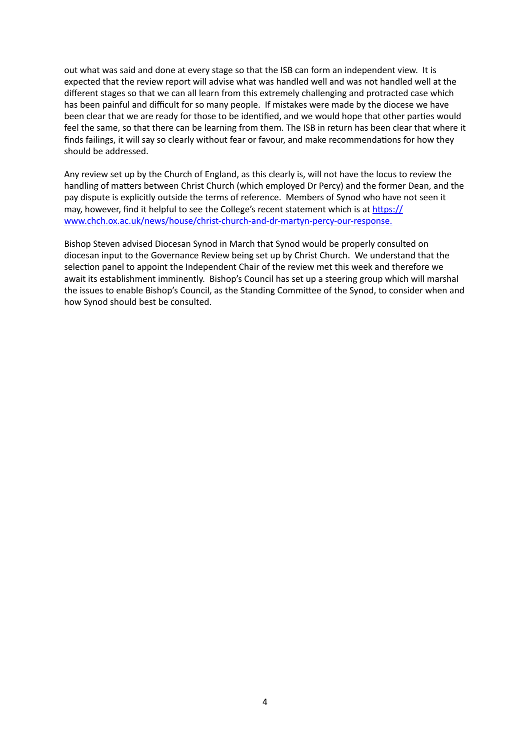out what was said and done at every stage so that the ISB can form an independent view. It is expected that the review report will advise what was handled well and was not handled well at the different stages so that we can all learn from this extremely challenging and protracted case which has been painful and difficult for so many people. If mistakes were made by the diocese we have been clear that we are ready for those to be identified, and we would hope that other parties would feel the same, so that there can be learning from them. The ISB in return has been clear that where it finds failings, it will say so clearly without fear or favour, and make recommendations for how they should be addressed.

Any review set up by the Church of England, as this clearly is, will not have the locus to review the handling of matters between Christ Church (which employed Dr Percy) and the former Dean, and the pay dispute is explicitly outside the terms of reference. Members of Synod who have not seen it may, however, find it helpful to see the College's recent statement which is at [https://www.chch.ox.ac.uk/news/house/christ-church-and-dr-martyn-percy-our-response.](https://www.chch.ox.ac.uk/news/house/christ-church-and-dr-martyn-percy-our-response)

Bishop Steven advised Diocesan Synod in March that Synod would be properly consulted on diocesan input to the Governance Review being set up by Christ Church. We understand that the selection panel to appoint the Independent Chair of the review met this week and therefore we await its establishment imminently. Bishop's Council has set up a steering group which will marshal the issues to enable Bishop's Council, as the Standing Committee of the Synod, to consider when and how Synod should best be consulted.